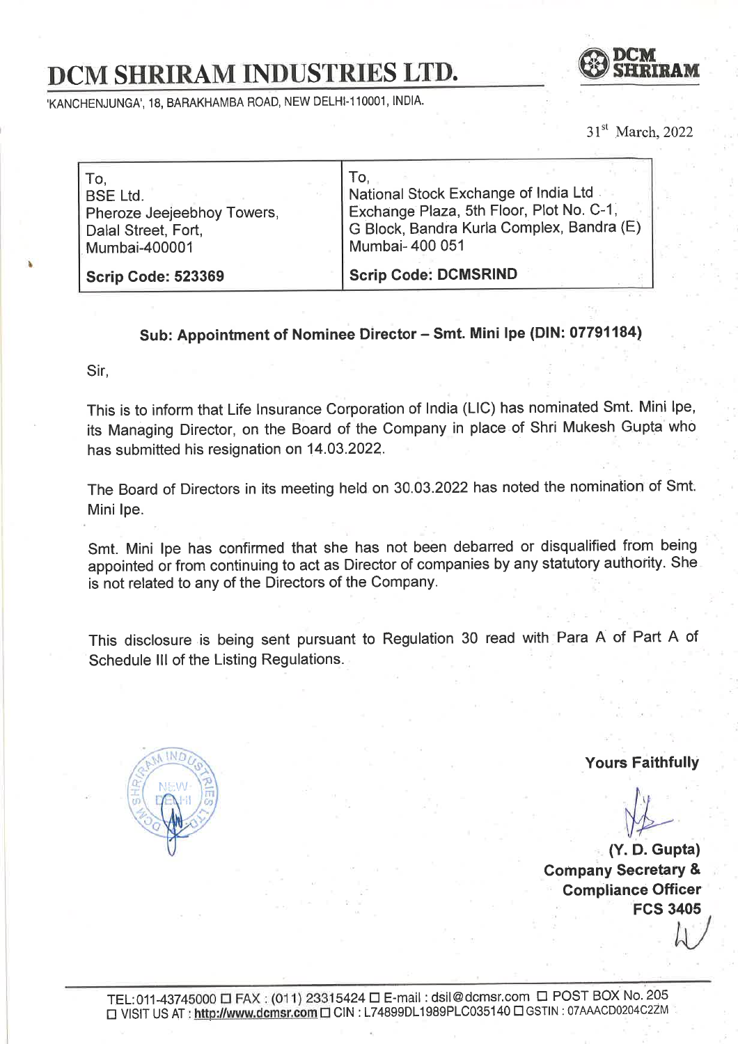# DCM SHRIRAM INDUSTRIES LTD.

'KANCHENJUNGA', 18, BARAKHAMBA ROAD, NEW DELHI-110001, INDIA.

31st March, 2022

| To, BSE Ltd. Pheroze Jeejeebhoy Towers, Dalal Street, Fort, Mumbai-400001 | To, National Stock Exchange of India Ltd Exchange Plaza, 5th Floor, Plot No. C-1, G Block, Bandra Kurla Complex, Bandra (E) Mumbai- 400 051 |
|---|---|
| **Scrip Code: 523369** | **Scrip Code: DCMSRIND** |

**Sub: Appointment of Nominee Director – Smt. Mini Ipe (DIN: 07791184)**

Sir,

This is to inform that Life Insurance Corporation of India (LIC) has nominated Smt. Mini Ipe, its Managing Director, on the Board of the Company in place of Shri Mukesh Gupta who has submitted his resignation on 14.03.2022.

The Board of Directors in its meeting held on 30.03.2022 has noted the nomination of Smt. Mini Ipe.

Smt. Mini Ipe has confirmed that she has not been debarred or disqualified from being appointed or from continuing to act as Director of companies by any statutory authority. She is not related to any of the Directors of the Company.

This disclosure is being sent pursuant to Regulation 30 read with Para A of Part A of Schedule III of the Listing Regulations.

**Yours Faithfully**

**(Y. D. Gupta)**
**Company Secretary &**
**Compliance Officer**
**FCS 3405**

TEL:011-43745000 ☐ FAX : (011) 23315424 ☐ E-mail : dsil@dcmsr.com ☐ POST BOX No. 205
☐ VISIT US AT : http://www.dcmsr.com ☐ CIN : L74899DL1989PLC035140 ☐ GSTIN : 07AAACD0204C2ZM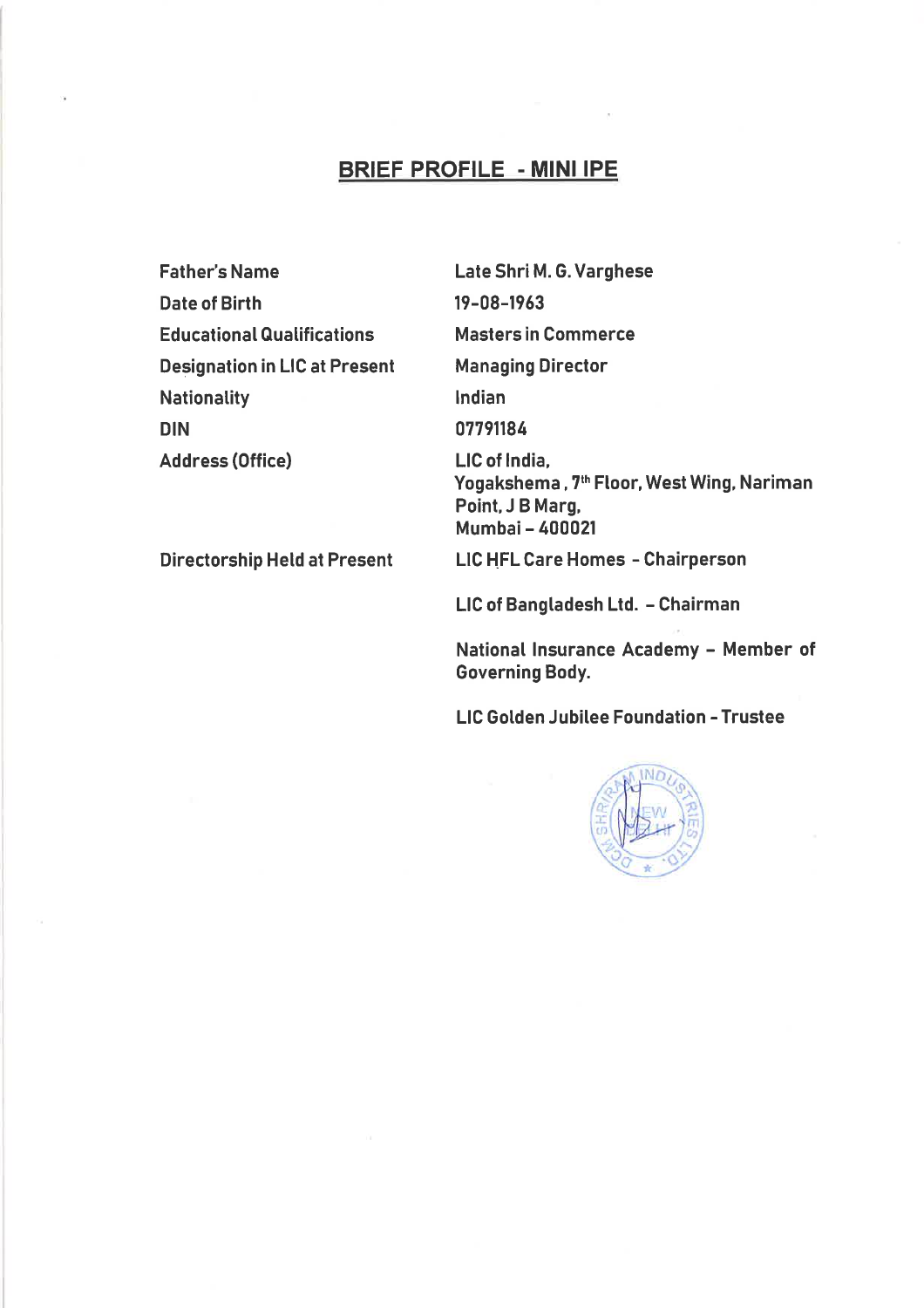## BRIEF PROFILE - MINI IPE

| | |
|---|---|
| Father's Name | Late Shri M. G. Varghese |
| Date of Birth | 19-08-1963 |
| Educational Qualifications | Masters in Commerce |
| Designation in LIC at Present | Managing Director |
| Nationality | Indian |
| DIN | 07791184 |
| Address (Office) | LIC of India, Yogakshema, 7th Floor, West Wing, Nariman Point, J B Marg, Mumbai – 400021 |
| Directorship Held at Present | LIC HFL Care Homes - Chairperson<br><br>LIC of Bangladesh Ltd. - Chairman<br><br>National Insurance Academy – Member of Governing Body.<br><br>LIC Golden Jubilee Foundation - Trustee |